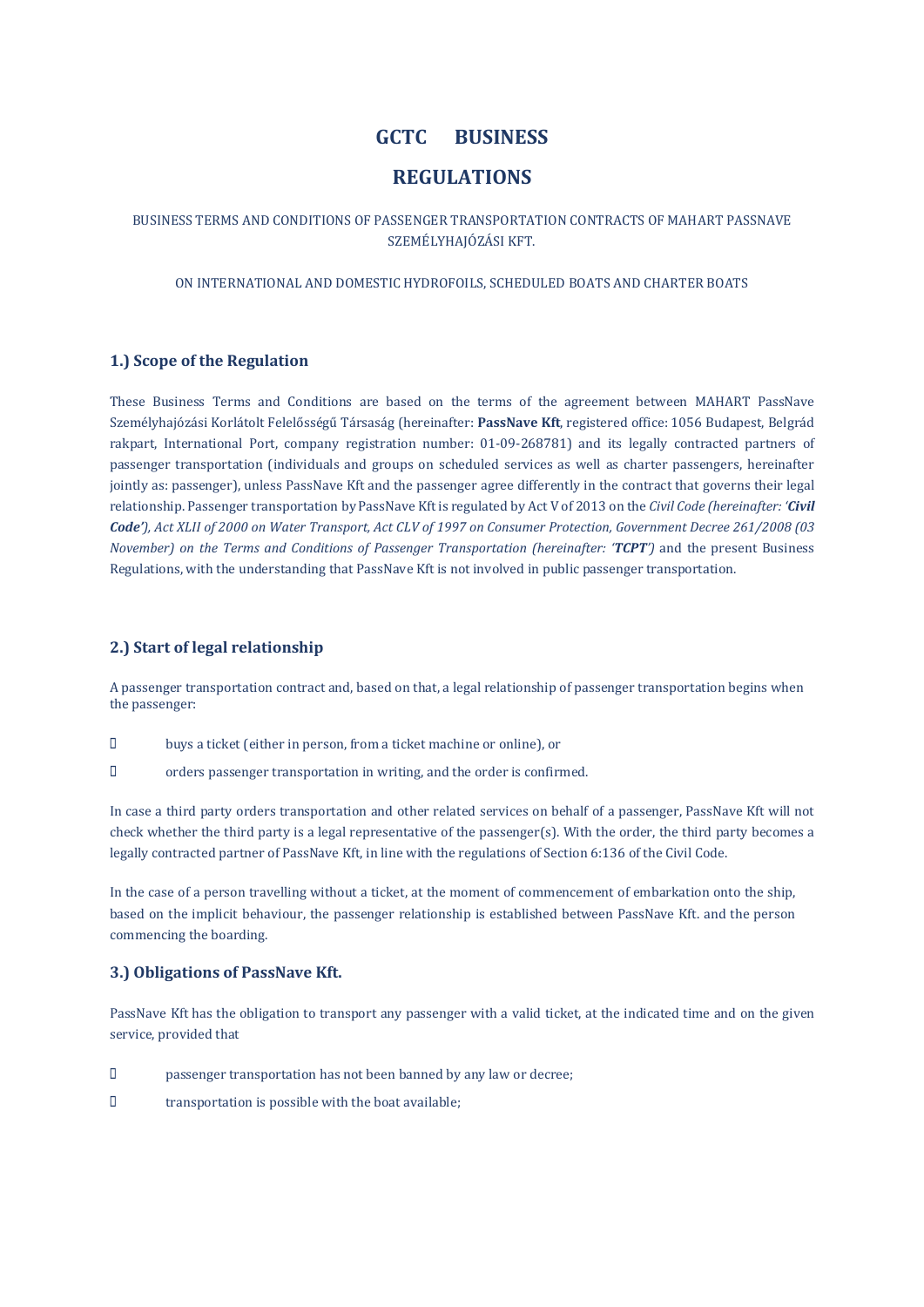# GCTC BUSINESS REGULATIONS

BUSINESS TERMS AND CONDITIONS OF PASSENGER TRANSPORTATION CONTRACTS OF MAHART PASSNAVE SZEMÉLYHAJÓZÁSI KFT.

ON INTERNATIONAL AND DOMESTIC HYDROFOILS, SCHEDULED BOATS AND CHARTER BOATS

## 1.) Scope of the Regulation

These Business Terms and Conditions are based on the terms of the agreement between MAHART PassNave Személyhajózási Korlátolt Felelősségű Társaság (hereinafter: **PassNave Kft**, registered office: 1056 Budapest, Belgrád rakpart, International Port, company registration number: 01-09-268781) and its legally contracted partners of passenger transportation (individuals and groups on scheduled services as well as charter passengers, hereinafter jointly as: passenger), unless PassNave Kft and the passenger agree differently in the contract that governs their legal relationship. Passenger transportation by PassNave Kft is regulated by Act V of 2013 on the *Civil Code (hereinafter: '**Civil Code'**), Act XLII of 2000 on Water Transport, Act CLV of 1997 on Consumer Protection, Government Decree 261/2008 (03 November) on the Terms and Conditions of Passenger Transportation (hereinafter: '**TCPT**')* and the present Business Regulations, with the understanding that PassNave Kft is not involved in public passenger transportation.

## 2.) Start of legal relationship

A passenger transportation contract and, based on that, a legal relationship of passenger transportation begins when the passenger:

- buys a ticket (either in person, from a ticket machine or online), or
- orders passenger transportation in writing, and the order is confirmed.

In case a third party orders transportation and other related services on behalf of a passenger, PassNave Kft will not check whether the third party is a legal representative of the passenger(s). With the order, the third party becomes a legally contracted partner of PassNave Kft, in line with the regulations of Section 6:136 of the Civil Code.

In the case of a person travelling without a ticket, at the moment of commencement of embarkation onto the ship, based on the implicit behaviour, the passenger relationship is established between PassNave Kft. and the person commencing the boarding.

## 3.) Obligations of PassNave Kft.

PassNave Kft has the obligation to transport any passenger with a valid ticket, at the indicated time and on the given service, provided that

- passenger transportation has not been banned by any law or decree;
- transportation is possible with the boat available;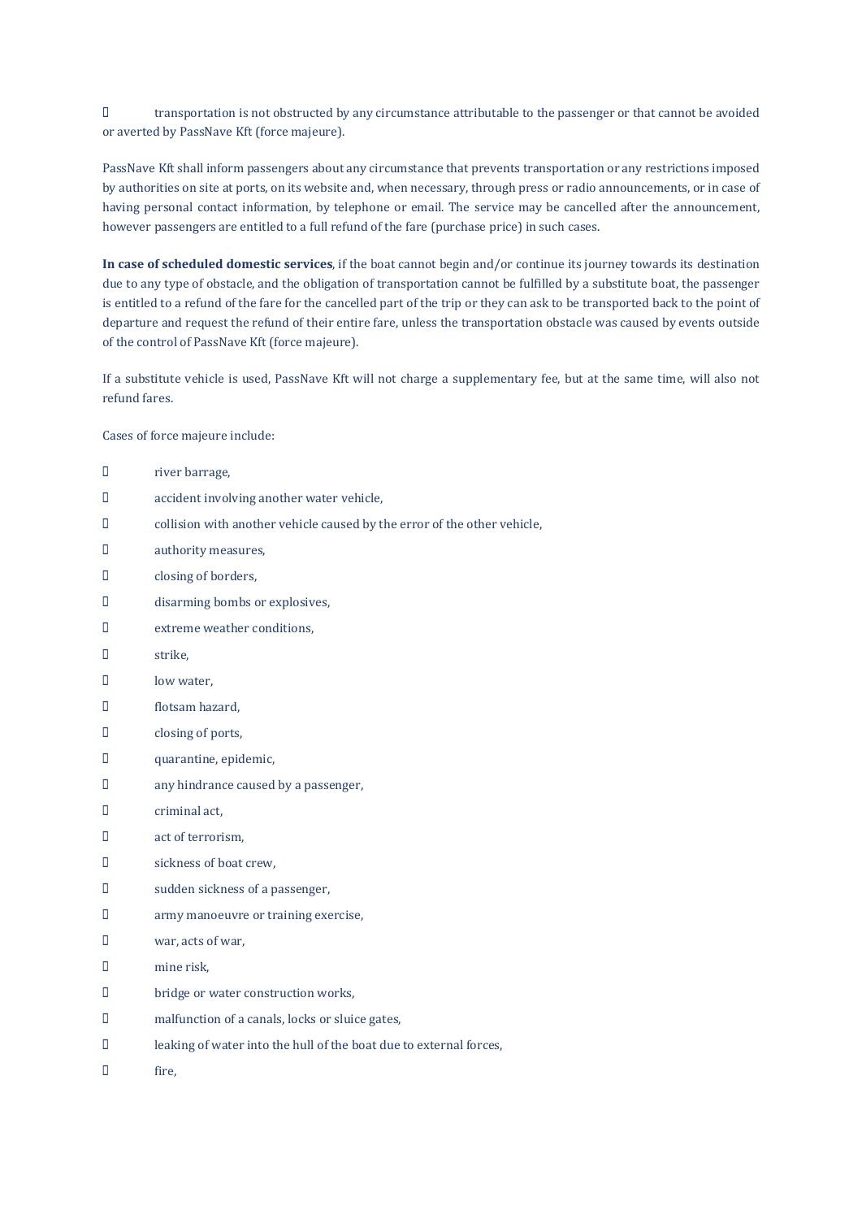- transportation is not obstructed by any circumstance attributable to the passenger or that cannot be avoided or averted by PassNave Kft (force majeure).

PassNave Kft shall inform passengers about any circumstance that prevents transportation or any restrictions imposed by authorities on site at ports, on its website and, when necessary, through press or radio announcements, or in case of having personal contact information, by telephone or email. The service may be cancelled after the announcement, however passengers are entitled to a full refund of the fare (purchase price) in such cases.

**In case of scheduled domestic services**, if the boat cannot begin and/or continue its journey towards its destination due to any type of obstacle, and the obligation of transportation cannot be fulfilled by a substitute boat, the passenger is entitled to a refund of the fare for the cancelled part of the trip or they can ask to be transported back to the point of departure and request the refund of their entire fare, unless the transportation obstacle was caused by events outside of the control of PassNave Kft (force majeure).

If a substitute vehicle is used, PassNave Kft will not charge a supplementary fee, but at the same time, will also not refund fares.

Cases of force majeure include:

- river barrage,
- accident involving another water vehicle,
- collision with another vehicle caused by the error of the other vehicle,
- authority measures,
- closing of borders,
- disarming bombs or explosives,
- extreme weather conditions,
- strike,
- low water,
- flotsam hazard,
- closing of ports,
- quarantine, epidemic,
- any hindrance caused by a passenger,
- criminal act,
- act of terrorism,
- sickness of boat crew,
- sudden sickness of a passenger,
- army manoeuvre or training exercise,
- war, acts of war,
- mine risk,
- bridge or water construction works,
- malfunction of a canals, locks or sluice gates,
- leaking of water into the hull of the boat due to external forces,
- fire,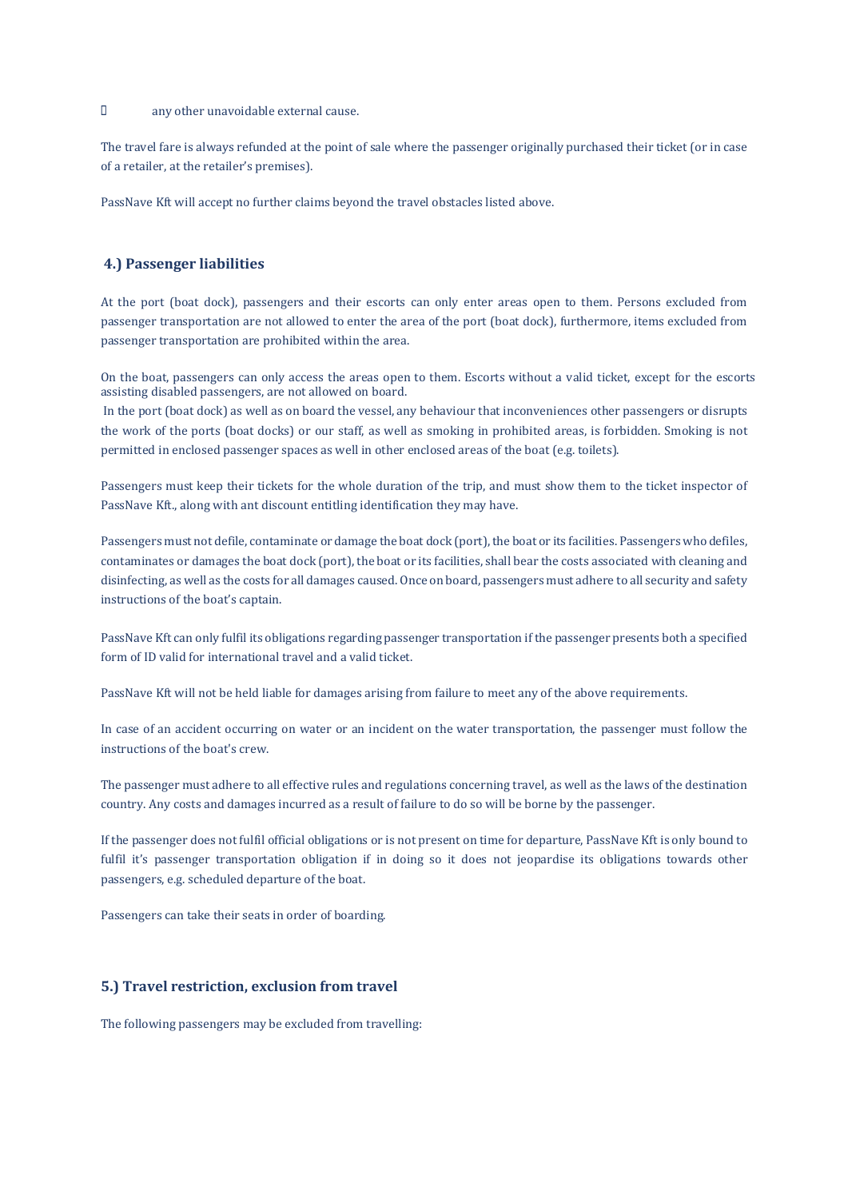- any other unavoidable external cause.

The travel fare is always refunded at the point of sale where the passenger originally purchased their ticket (or in case of a retailer, at the retailer's premises).

PassNave Kft will accept no further claims beyond the travel obstacles listed above.

## 4.) Passenger liabilities

At the port (boat dock), passengers and their escorts can only enter areas open to them. Persons excluded from passenger transportation are not allowed to enter the area of the port (boat dock), furthermore, items excluded from passenger transportation are prohibited within the area.

On the boat, passengers can only access the areas open to them. Escorts without a valid ticket, except for the escorts assisting disabled passengers, are not allowed on board.
In the port (boat dock) as well as on board the vessel, any behaviour that inconveniences other passengers or disrupts the work of the ports (boat docks) or our staff, as well as smoking in prohibited areas, is forbidden. Smoking is not permitted in enclosed passenger spaces as well in other enclosed areas of the boat (e.g. toilets).

Passengers must keep their tickets for the whole duration of the trip, and must show them to the ticket inspector of PassNave Kft., along with ant discount entitling identification they may have.

Passengers must not defile, contaminate or damage the boat dock (port), the boat or its facilities. Passengers who defiles, contaminates or damages the boat dock (port), the boat or its facilities, shall bear the costs associated with cleaning and disinfecting, as well as the costs for all damages caused. Once on board, passengers must adhere to all security and safety instructions of the boat's captain.

PassNave Kft can only fulfil its obligations regarding passenger transportation if the passenger presents both a specified form of ID valid for international travel and a valid ticket.

PassNave Kft will not be held liable for damages arising from failure to meet any of the above requirements.

In case of an accident occurring on water or an incident on the water transportation, the passenger must follow the instructions of the boat's crew.

The passenger must adhere to all effective rules and regulations concerning travel, as well as the laws of the destination country. Any costs and damages incurred as a result of failure to do so will be borne by the passenger.

If the passenger does not fulfil official obligations or is not present on time for departure, PassNave Kft is only bound to fulfil it's passenger transportation obligation if in doing so it does not jeopardise its obligations towards other passengers, e.g. scheduled departure of the boat.

Passengers can take their seats in order of boarding.

## 5.) Travel restriction, exclusion from travel

The following passengers may be excluded from travelling: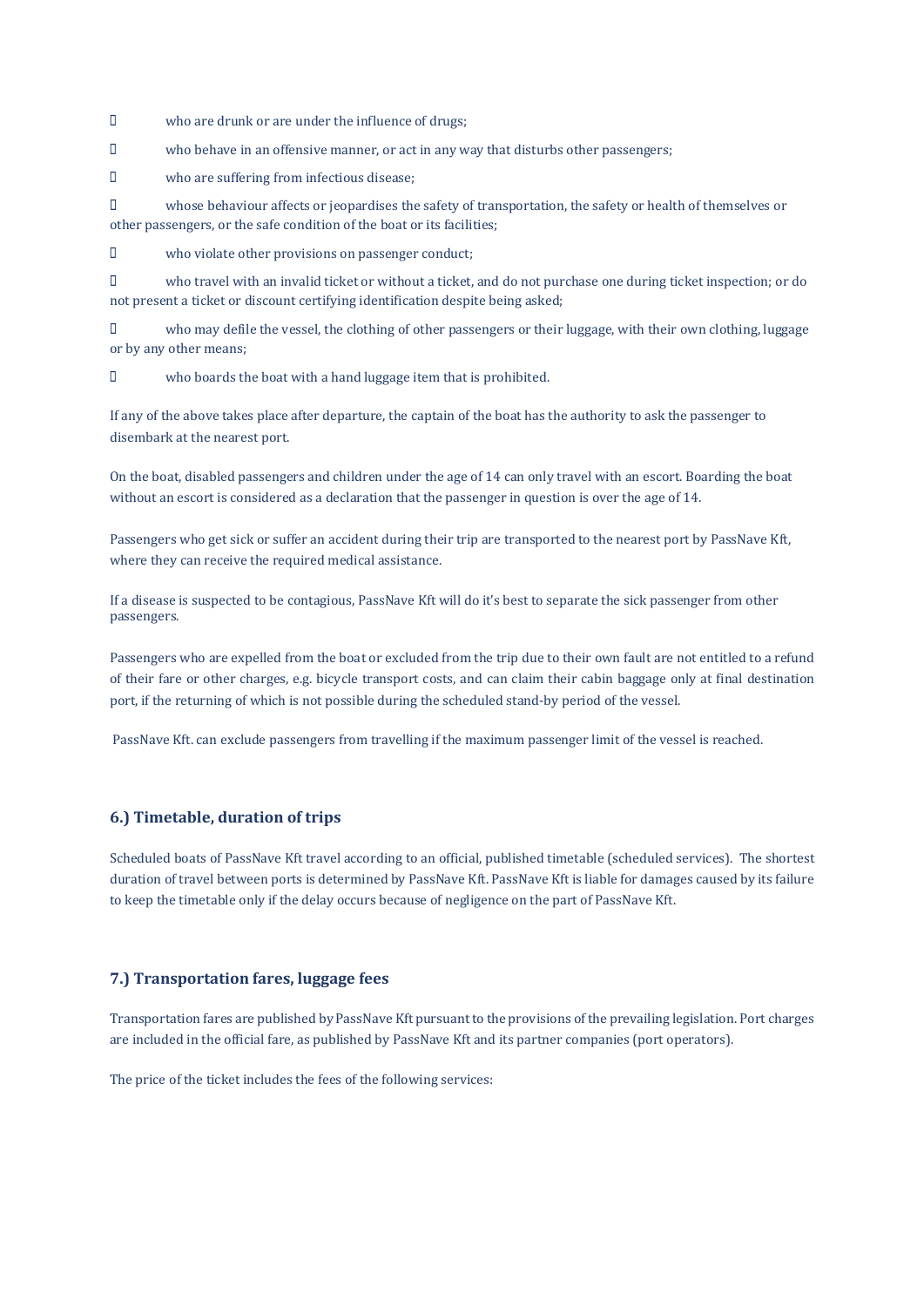- who are drunk or are under the influence of drugs;
- who behave in an offensive manner, or act in any way that disturbs other passengers;
- who are suffering from infectious disease;
- whose behaviour affects or jeopardises the safety of transportation, the safety or health of themselves or other passengers, or the safe condition of the boat or its facilities;
- who violate other provisions on passenger conduct;
- who travel with an invalid ticket or without a ticket, and do not purchase one during ticket inspection; or do not present a ticket or discount certifying identification despite being asked;
- who may defile the vessel, the clothing of other passengers or their luggage, with their own clothing, luggage or by any other means;
- who boards the boat with a hand luggage item that is prohibited.

If any of the above takes place after departure, the captain of the boat has the authority to ask the passenger to disembark at the nearest port.

On the boat, disabled passengers and children under the age of 14 can only travel with an escort. Boarding the boat without an escort is considered as a declaration that the passenger in question is over the age of 14.

Passengers who get sick or suffer an accident during their trip are transported to the nearest port by PassNave Kft, where they can receive the required medical assistance.

If a disease is suspected to be contagious, PassNave Kft will do it's best to separate the sick passenger from other passengers.

Passengers who are expelled from the boat or excluded from the trip due to their own fault are not entitled to a refund of their fare or other charges, e.g. bicycle transport costs, and can claim their cabin baggage only at final destination port, if the returning of which is not possible during the scheduled stand-by period of the vessel.

PassNave Kft. can exclude passengers from travelling if the maximum passenger limit of the vessel is reached.

## 6.) Timetable, duration of trips

Scheduled boats of PassNave Kft travel according to an official, published timetable (scheduled services). The shortest duration of travel between ports is determined by PassNave Kft. PassNave Kft is liable for damages caused by its failure to keep the timetable only if the delay occurs because of negligence on the part of PassNave Kft.

## 7.) Transportation fares, luggage fees

Transportation fares are published by PassNave Kft pursuant to the provisions of the prevailing legislation. Port charges are included in the official fare, as published by PassNave Kft and its partner companies (port operators).

The price of the ticket includes the fees of the following services: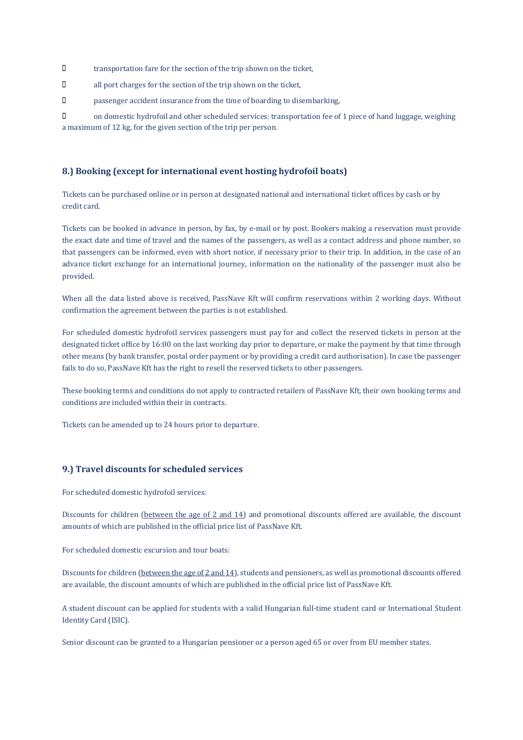- transportation fare for the section of the trip shown on the ticket,
- all port charges for the section of the trip shown on the ticket,
- passenger accident insurance from the time of boarding to disembarking,
- on domestic hydrofoil and other scheduled services: transportation fee of 1 piece of hand luggage, weighing a maximum of 12 kg, for the given section of the trip per person.

### 8.) Booking (except for international event hosting hydrofoil boats)

Tickets can be purchased online or in person at designated national and international ticket offices by cash or by credit card.

Tickets can be booked in advance in person, by fax, by e-mail or by post. Bookers making a reservation must provide the exact date and time of travel and the names of the passengers, as well as a contact address and phone number, so that passengers can be informed, even with short notice, if necessary prior to their trip. In addition, in the case of an advance ticket exchange for an international journey, information on the nationality of the passenger must also be provided.

When all the data listed above is received, PassNave Kft will confirm reservations within 2 working days. Without confirmation the agreement between the parties is not established.

For scheduled domestic hydrofoil services passengers must pay for and collect the reserved tickets in person at the designated ticket office by 16:00 on the last working day prior to departure, or make the payment by that time through other means (by bank transfer, postal order payment or by providing a credit card authorisation). In case the passenger fails to do so, PassNave Kft has the right to resell the reserved tickets to other passengers.

These booking terms and conditions do not apply to contracted retailers of PassNave Kft, their own booking terms and conditions are included within their in contracts.

Tickets can be amended up to 24 hours prior to departure.

### 9.) Travel discounts for scheduled services

For scheduled domestic hydrofoil services:

Discounts for children (between the age of 2 and 14) and promotional discounts offered are available, the discount amounts of which are published in the official price list of PassNave Kft.

For scheduled domestic excursion and tour boats:

Discounts for children (between the age of 2 and 14), students and pensioners, as well as promotional discounts offered are available, the discount amounts of which are published in the official price list of PassNave Kft.

A student discount can be applied for students with a valid Hungarian full-time student card or International Student Identity Card (ISIC).

Senior discount can be granted to a Hungarian pensioner or a person aged 65 or over from EU member states.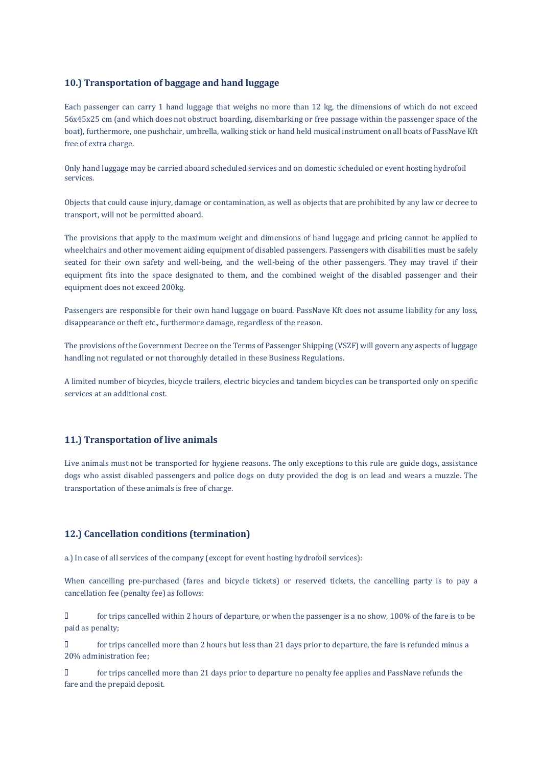## 10.) Transportation of baggage and hand luggage

Each passenger can carry 1 hand luggage that weighs no more than 12 kg, the dimensions of which do not exceed 56x45x25 cm (and which does not obstruct boarding, disembarking or free passage within the passenger space of the boat), furthermore, one pushchair, umbrella, walking stick or hand held musical instrument on all boats of PassNave Kft free of extra charge.

Only hand luggage may be carried aboard scheduled services and on domestic scheduled or event hosting hydrofoil services.

Objects that could cause injury, damage or contamination, as well as objects that are prohibited by any law or decree to transport, will not be permitted aboard.

The provisions that apply to the maximum weight and dimensions of hand luggage and pricing cannot be applied to wheelchairs and other movement aiding equipment of disabled passengers. Passengers with disabilities must be safely seated for their own safety and well-being, and the well-being of the other passengers. They may travel if their equipment fits into the space designated to them, and the combined weight of the disabled passenger and their equipment does not exceed 200kg.

Passengers are responsible for their own hand luggage on board. PassNave Kft does not assume liability for any loss, disappearance or theft etc., furthermore damage, regardless of the reason.

The provisions of the Government Decree on the Terms of Passenger Shipping (VSZF) will govern any aspects of luggage handling not regulated or not thoroughly detailed in these Business Regulations.

A limited number of bicycles, bicycle trailers, electric bicycles and tandem bicycles can be transported only on specific services at an additional cost.

## 11.) Transportation of live animals

Live animals must not be transported for hygiene reasons. The only exceptions to this rule are guide dogs, assistance dogs who assist disabled passengers and police dogs on duty provided the dog is on lead and wears a muzzle. The transportation of these animals is free of charge.

## 12.) Cancellation conditions (termination)

a.) In case of all services of the company (except for event hosting hydrofoil services):

When cancelling pre-purchased (fares and bicycle tickets) or reserved tickets, the cancelling party is to pay a cancellation fee (penalty fee) as follows:

- for trips cancelled within 2 hours of departure, or when the passenger is a no show, 100% of the fare is to be paid as penalty;
- for trips cancelled more than 2 hours but less than 21 days prior to departure, the fare is refunded minus a 20% administration fee;
- for trips cancelled more than 21 days prior to departure no penalty fee applies and PassNave refunds the fare and the prepaid deposit.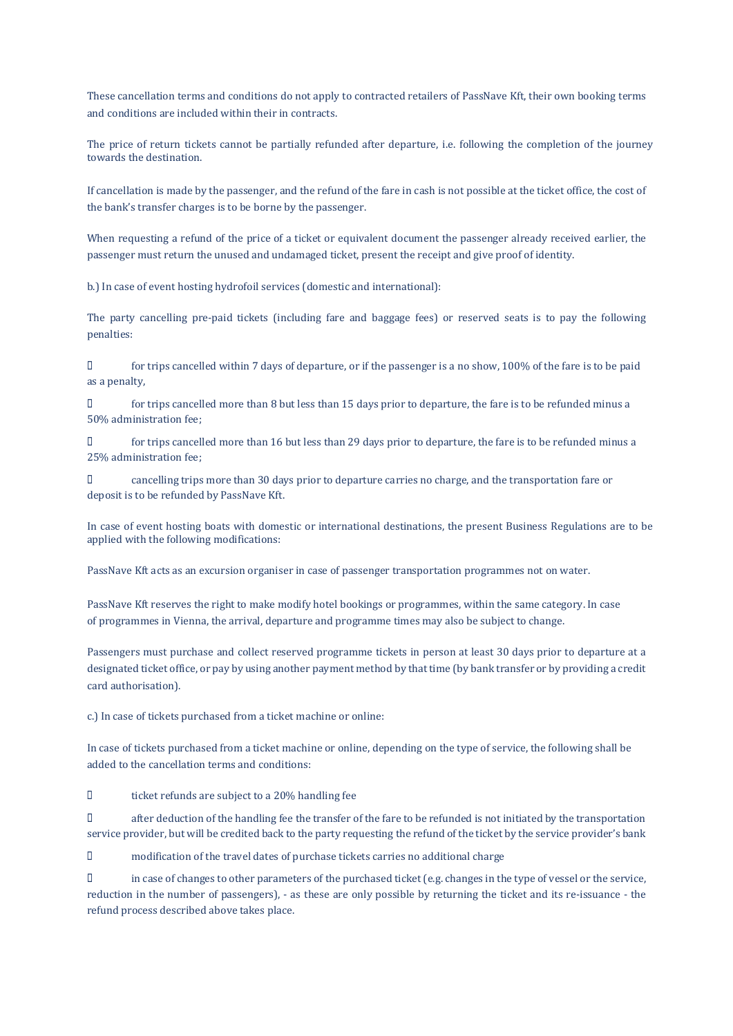These cancellation terms and conditions do not apply to contracted retailers of PassNave Kft, their own booking terms and conditions are included within their in contracts.

The price of return tickets cannot be partially refunded after departure, i.e. following the completion of the journey towards the destination.

If cancellation is made by the passenger, and the refund of the fare in cash is not possible at the ticket office, the cost of the bank's transfer charges is to be borne by the passenger.

When requesting a refund of the price of a ticket or equivalent document the passenger already received earlier, the passenger must return the unused and undamaged ticket, present the receipt and give proof of identity.

b.) In case of event hosting hydrofoil services (domestic and international):

The party cancelling pre-paid tickets (including fare and baggage fees) or reserved seats is to pay the following penalties:

- for trips cancelled within 7 days of departure, or if the passenger is a no show, 100% of the fare is to be paid as a penalty,
- for trips cancelled more than 8 but less than 15 days prior to departure, the fare is to be refunded minus a 50% administration fee;
- for trips cancelled more than 16 but less than 29 days prior to departure, the fare is to be refunded minus a 25% administration fee;
- cancelling trips more than 30 days prior to departure carries no charge, and the transportation fare or deposit is to be refunded by PassNave Kft.

In case of event hosting boats with domestic or international destinations, the present Business Regulations are to be applied with the following modifications:

PassNave Kft acts as an excursion organiser in case of passenger transportation programmes not on water.

PassNave Kft reserves the right to make modify hotel bookings or programmes, within the same category. In case of programmes in Vienna, the arrival, departure and programme times may also be subject to change.

Passengers must purchase and collect reserved programme tickets in person at least 30 days prior to departure at a designated ticket office, or pay by using another payment method by that time (by bank transfer or by providing a credit card authorisation).

c.) In case of tickets purchased from a ticket machine or online:

In case of tickets purchased from a ticket machine or online, depending on the type of service, the following shall be added to the cancellation terms and conditions:

- ticket refunds are subject to a 20% handling fee
- after deduction of the handling fee the transfer of the fare to be refunded is not initiated by the transportation service provider, but will be credited back to the party requesting the refund of the ticket by the service provider's bank
- modification of the travel dates of purchase tickets carries no additional charge
- in case of changes to other parameters of the purchased ticket (e.g. changes in the type of vessel or the service, reduction in the number of passengers), - as these are only possible by returning the ticket and its re-issuance - the refund process described above takes place.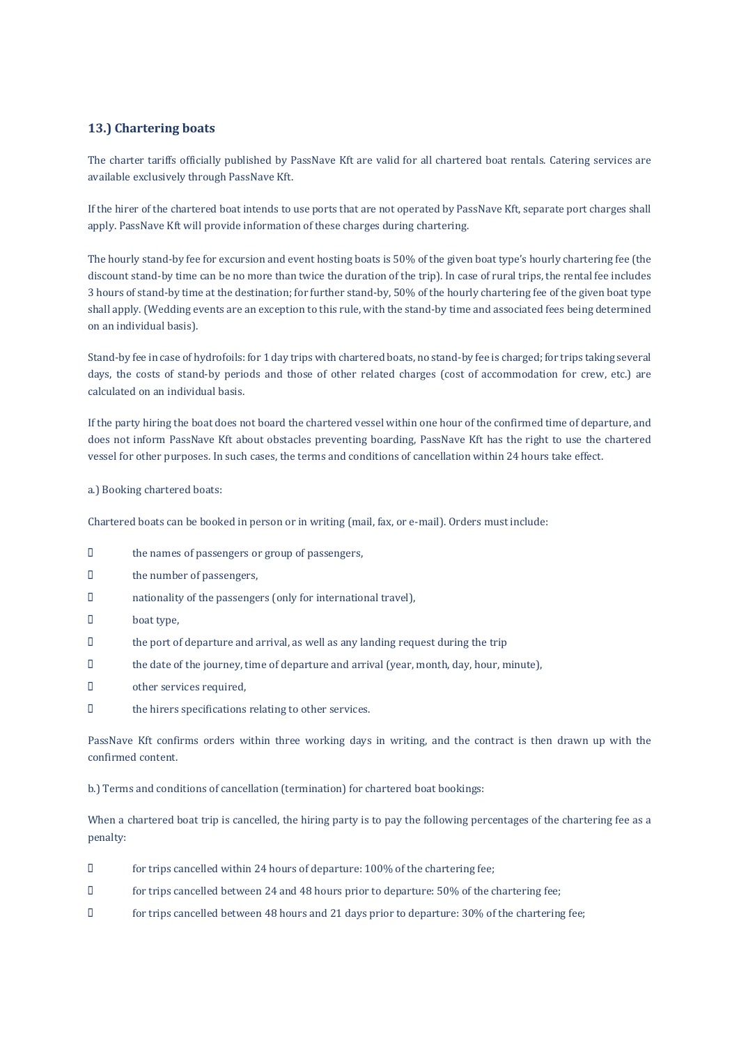### 13.) Chartering boats

The charter tariffs officially published by PassNave Kft are valid for all chartered boat rentals. Catering services are available exclusively through PassNave Kft.

If the hirer of the chartered boat intends to use ports that are not operated by PassNave Kft, separate port charges shall apply. PassNave Kft will provide information of these charges during chartering.

The hourly stand-by fee for excursion and event hosting boats is 50% of the given boat type's hourly chartering fee (the discount stand-by time can be no more than twice the duration of the trip). In case of rural trips, the rental fee includes 3 hours of stand-by time at the destination; for further stand-by, 50% of the hourly chartering fee of the given boat type shall apply. (Wedding events are an exception to this rule, with the stand-by time and associated fees being determined on an individual basis).

Stand-by fee in case of hydrofoils: for 1 day trips with chartered boats, no stand-by fee is charged; for trips taking several days, the costs of stand-by periods and those of other related charges (cost of accommodation for crew, etc.) are calculated on an individual basis.

If the party hiring the boat does not board the chartered vessel within one hour of the confirmed time of departure, and does not inform PassNave Kft about obstacles preventing boarding, PassNave Kft has the right to use the chartered vessel for other purposes. In such cases, the terms and conditions of cancellation within 24 hours take effect.

a.) Booking chartered boats:

Chartered boats can be booked in person or in writing (mail, fax, or e-mail). Orders must include:

- the names of passengers or group of passengers,
- the number of passengers,
- nationality of the passengers (only for international travel),
- boat type,
- the port of departure and arrival, as well as any landing request during the trip
- the date of the journey, time of departure and arrival (year, month, day, hour, minute),
- other services required,
- the hirers specifications relating to other services.

PassNave Kft confirms orders within three working days in writing, and the contract is then drawn up with the confirmed content.

b.) Terms and conditions of cancellation (termination) for chartered boat bookings:

When a chartered boat trip is cancelled, the hiring party is to pay the following percentages of the chartering fee as a penalty:

- for trips cancelled within 24 hours of departure: 100% of the chartering fee;
- for trips cancelled between 24 and 48 hours prior to departure: 50% of the chartering fee;
- for trips cancelled between 48 hours and 21 days prior to departure: 30% of the chartering fee;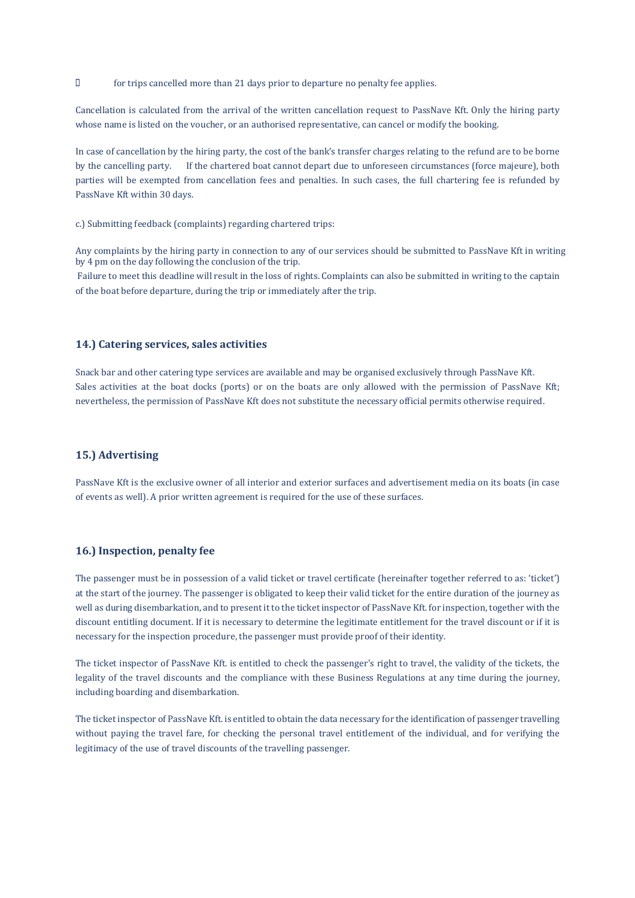- for trips cancelled more than 21 days prior to departure no penalty fee applies.

Cancellation is calculated from the arrival of the written cancellation request to PassNave Kft. Only the hiring party whose name is listed on the voucher, or an authorised representative, can cancel or modify the booking.

In case of cancellation by the hiring party, the cost of the bank's transfer charges relating to the refund are to be borne by the cancelling party. If the chartered boat cannot depart due to unforeseen circumstances (force majeure), both parties will be exempted from cancellation fees and penalties. In such cases, the full chartering fee is refunded by PassNave Kft within 30 days.

c.) Submitting feedback (complaints) regarding chartered trips:

Any complaints by the hiring party in connection to any of our services should be submitted to PassNave Kft in writing by 4 pm on the day following the conclusion of the trip.
Failure to meet this deadline will result in the loss of rights. Complaints can also be submitted in writing to the captain of the boat before departure, during the trip or immediately after the trip.

## 14.) Catering services, sales activities

Snack bar and other catering type services are available and may be organised exclusively through PassNave Kft.
Sales activities at the boat docks (ports) or on the boats are only allowed with the permission of PassNave Kft; nevertheless, the permission of PassNave Kft does not substitute the necessary official permits otherwise required.

## 15.) Advertising

PassNave Kft is the exclusive owner of all interior and exterior surfaces and advertisement media on its boats (in case of events as well). A prior written agreement is required for the use of these surfaces.

## 16.) Inspection, penalty fee

The passenger must be in possession of a valid ticket or travel certificate (hereinafter together referred to as: 'ticket') at the start of the journey. The passenger is obligated to keep their valid ticket for the entire duration of the journey as well as during disembarkation, and to present it to the ticket inspector of PassNave Kft. for inspection, together with the discount entitling document. If it is necessary to determine the legitimate entitlement for the travel discount or if it is necessary for the inspection procedure, the passenger must provide proof of their identity.

The ticket inspector of PassNave Kft. is entitled to check the passenger's right to travel, the validity of the tickets, the legality of the travel discounts and the compliance with these Business Regulations at any time during the journey, including boarding and disembarkation.

The ticket inspector of PassNave Kft. is entitled to obtain the data necessary for the identification of passenger travelling without paying the travel fare, for checking the personal travel entitlement of the individual, and for verifying the legitimacy of the use of travel discounts of the travelling passenger.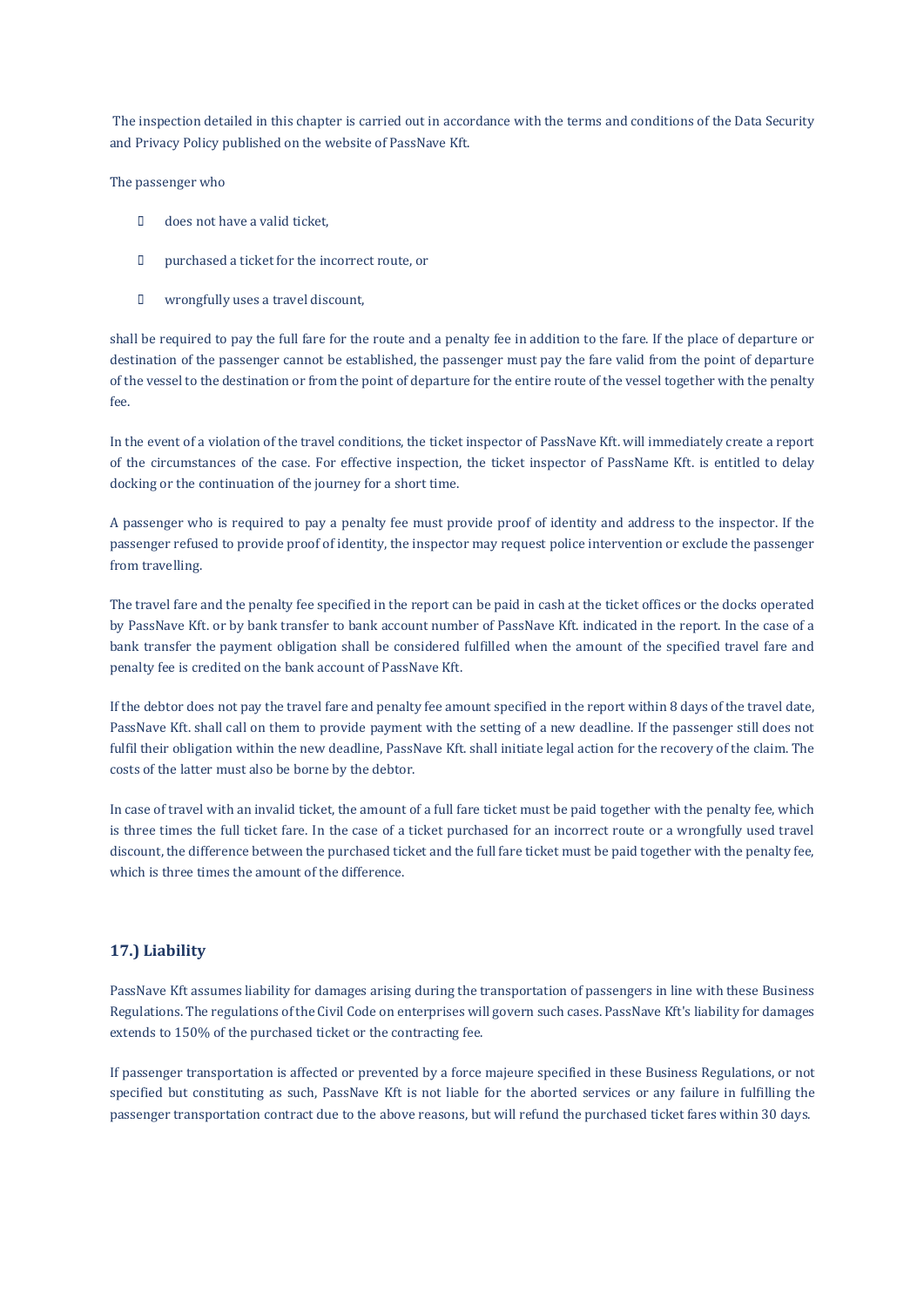The inspection detailed in this chapter is carried out in accordance with the terms and conditions of the Data Security and Privacy Policy published on the website of PassNave Kft.

The passenger who

- does not have a valid ticket,
- purchased a ticket for the incorrect route, or
- wrongfully uses a travel discount,

shall be required to pay the full fare for the route and a penalty fee in addition to the fare. If the place of departure or destination of the passenger cannot be established, the passenger must pay the fare valid from the point of departure of the vessel to the destination or from the point of departure for the entire route of the vessel together with the penalty fee.

In the event of a violation of the travel conditions, the ticket inspector of PassNave Kft. will immediately create a report of the circumstances of the case. For effective inspection, the ticket inspector of PassName Kft. is entitled to delay docking or the continuation of the journey for a short time.

A passenger who is required to pay a penalty fee must provide proof of identity and address to the inspector. If the passenger refused to provide proof of identity, the inspector may request police intervention or exclude the passenger from travelling.

The travel fare and the penalty fee specified in the report can be paid in cash at the ticket offices or the docks operated by PassNave Kft. or by bank transfer to bank account number of PassNave Kft. indicated in the report. In the case of a bank transfer the payment obligation shall be considered fulfilled when the amount of the specified travel fare and penalty fee is credited on the bank account of PassNave Kft.

If the debtor does not pay the travel fare and penalty fee amount specified in the report within 8 days of the travel date, PassNave Kft. shall call on them to provide payment with the setting of a new deadline. If the passenger still does not fulfil their obligation within the new deadline, PassNave Kft. shall initiate legal action for the recovery of the claim. The costs of the latter must also be borne by the debtor.

In case of travel with an invalid ticket, the amount of a full fare ticket must be paid together with the penalty fee, which is three times the full ticket fare. In the case of a ticket purchased for an incorrect route or a wrongfully used travel discount, the difference between the purchased ticket and the full fare ticket must be paid together with the penalty fee, which is three times the amount of the difference.

## 17.) Liability

PassNave Kft assumes liability for damages arising during the transportation of passengers in line with these Business Regulations. The regulations of the Civil Code on enterprises will govern such cases. PassNave Kft's liability for damages extends to 150% of the purchased ticket or the contracting fee.

If passenger transportation is affected or prevented by a force majeure specified in these Business Regulations, or not specified but constituting as such, PassNave Kft is not liable for the aborted services or any failure in fulfilling the passenger transportation contract due to the above reasons, but will refund the purchased ticket fares within 30 days.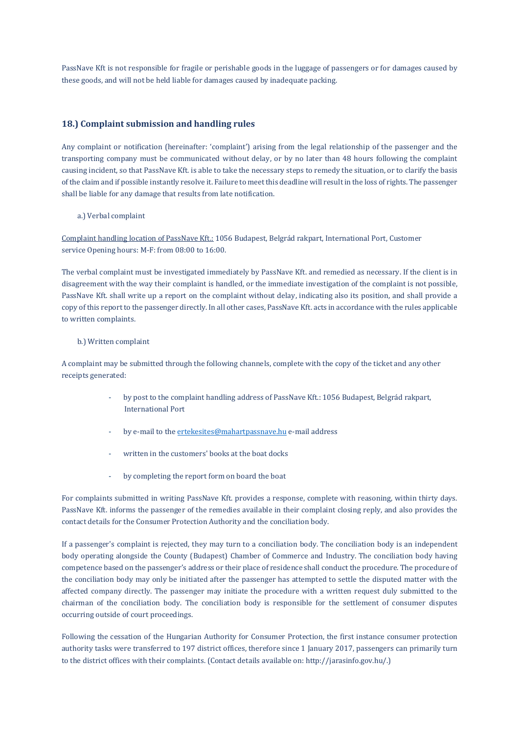PassNave Kft is not responsible for fragile or perishable goods in the luggage of passengers or for damages caused by these goods, and will not be held liable for damages caused by inadequate packing.

## 18.) Complaint submission and handling rules

Any complaint or notification (hereinafter: 'complaint') arising from the legal relationship of the passenger and the transporting company must be communicated without delay, or by no later than 48 hours following the complaint causing incident, so that PassNave Kft. is able to take the necessary steps to remedy the situation, or to clarify the basis of the claim and if possible instantly resolve it. Failure to meet this deadline will result in the loss of rights. The passenger shall be liable for any damage that results from late notification.

a.) Verbal complaint

Complaint handling location of PassNave Kft.: 1056 Budapest, Belgrád rakpart, International Port, Customer service Opening hours: M-F: from 08:00 to 16:00.

The verbal complaint must be investigated immediately by PassNave Kft. and remedied as necessary. If the client is in disagreement with the way their complaint is handled, or the immediate investigation of the complaint is not possible, PassNave Kft. shall write up a report on the complaint without delay, indicating also its position, and shall provide a copy of this report to the passenger directly. In all other cases, PassNave Kft. acts in accordance with the rules applicable to written complaints.

b.) Written complaint

A complaint may be submitted through the following channels, complete with the copy of the ticket and any other receipts generated:

- by post to the complaint handling address of PassNave Kft.: 1056 Budapest, Belgrád rakpart, International Port
- by e-mail to the ertekesites@mahartpassnave.hu e-mail address
- written in the customers' books at the boat docks
- by completing the report form on board the boat

For complaints submitted in writing PassNave Kft. provides a response, complete with reasoning, within thirty days. PassNave Kft. informs the passenger of the remedies available in their complaint closing reply, and also provides the contact details for the Consumer Protection Authority and the conciliation body.

If a passenger's complaint is rejected, they may turn to a conciliation body. The conciliation body is an independent body operating alongside the County (Budapest) Chamber of Commerce and Industry. The conciliation body having competence based on the passenger's address or their place of residence shall conduct the procedure. The procedure of the conciliation body may only be initiated after the passenger has attempted to settle the disputed matter with the affected company directly. The passenger may initiate the procedure with a written request duly submitted to the chairman of the conciliation body. The conciliation body is responsible for the settlement of consumer disputes occurring outside of court proceedings.

Following the cessation of the Hungarian Authority for Consumer Protection, the first instance consumer protection authority tasks were transferred to 197 district offices, therefore since 1 January 2017, passengers can primarily turn to the district offices with their complaints. (Contact details available on: http://jarasinfo.gov.hu/.)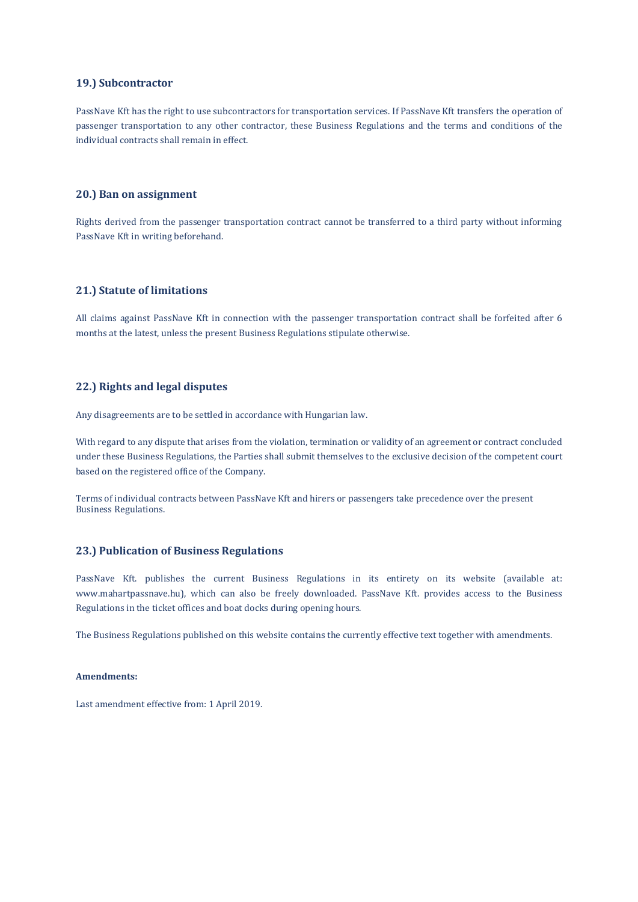## 19.) Subcontractor

PassNave Kft has the right to use subcontractors for transportation services. If PassNave Kft transfers the operation of passenger transportation to any other contractor, these Business Regulations and the terms and conditions of the individual contracts shall remain in effect.

## 20.) Ban on assignment

Rights derived from the passenger transportation contract cannot be transferred to a third party without informing PassNave Kft in writing beforehand.

## 21.) Statute of limitations

All claims against PassNave Kft in connection with the passenger transportation contract shall be forfeited after 6 months at the latest, unless the present Business Regulations stipulate otherwise.

## 22.) Rights and legal disputes

Any disagreements are to be settled in accordance with Hungarian law.

With regard to any dispute that arises from the violation, termination or validity of an agreement or contract concluded under these Business Regulations, the Parties shall submit themselves to the exclusive decision of the competent court based on the registered office of the Company.

Terms of individual contracts between PassNave Kft and hirers or passengers take precedence over the present Business Regulations.

## 23.) Publication of Business Regulations

PassNave Kft. publishes the current Business Regulations in its entirety on its website (available at: www.mahartpassnave.hu), which can also be freely downloaded. PassNave Kft. provides access to the Business Regulations in the ticket offices and boat docks during opening hours.

The Business Regulations published on this website contains the currently effective text together with amendments.

**Amendments:**

Last amendment effective from: 1 April 2019.